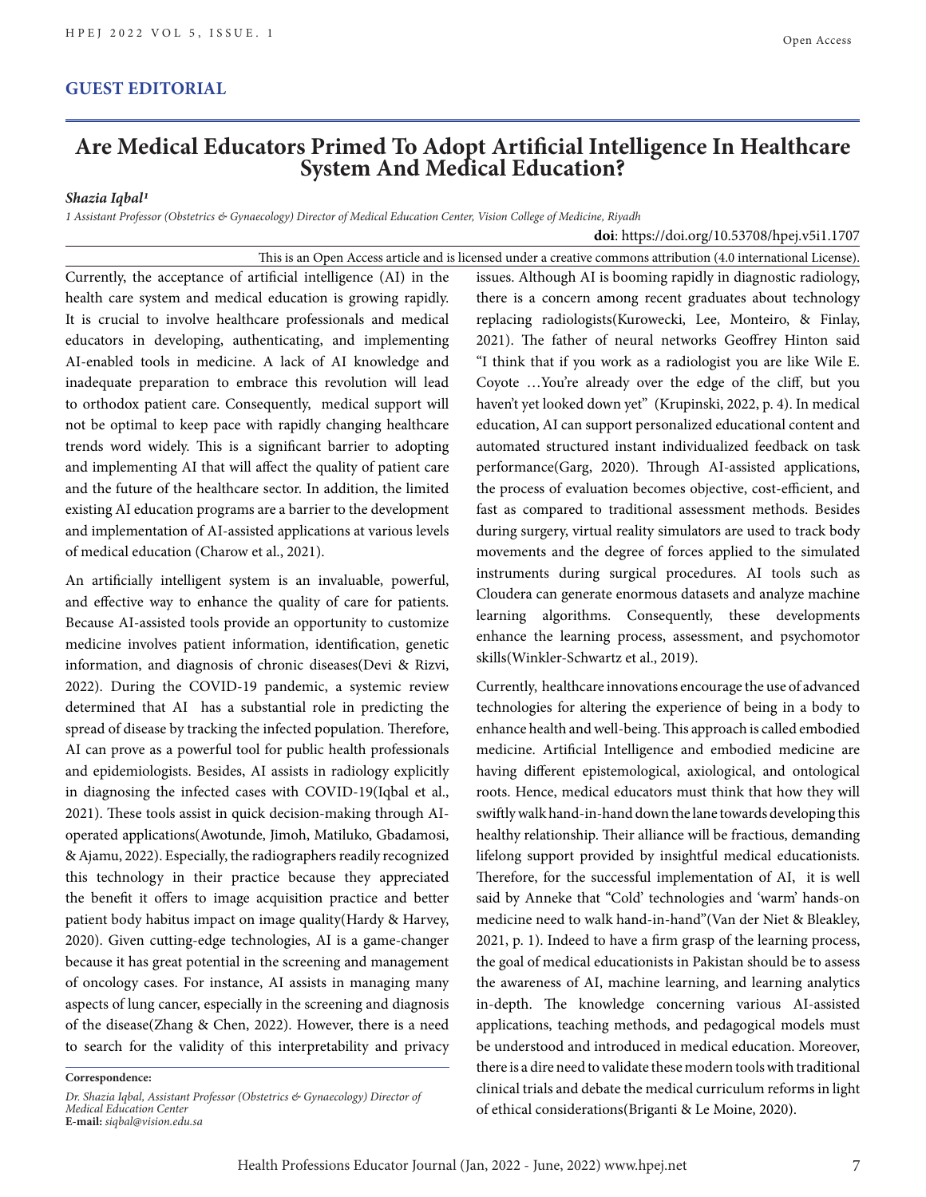## GUEST EDITORIAL

# Are Medical Educators Primed To Adopt Artificial Intelligence In Healthcare System And Medical Education?

***Shazia Iqbal[1]***

*1 Assistant Professor (Obstetrics & Gynaecology) Director of Medical Education Center, Vision College of Medicine, Riyadh*

**doi**: https://doi.org/10.53708/hpej.v5i1.1707

This is an Open Access article and is licensed under a creative commons attribution (4.0 international License).

Currently, the acceptance of artificial intelligence (AI) in the health care system and medical education is growing rapidly. It is crucial to involve healthcare professionals and medical educators in developing, authenticating, and implementing AI-enabled tools in medicine. A lack of AI knowledge and inadequate preparation to embrace this revolution will lead to orthodox patient care. Consequently, medical support will not be optimal to keep pace with rapidly changing healthcare trends word widely. This is a significant barrier to adopting and implementing AI that will affect the quality of patient care and the future of the healthcare sector. In addition, the limited existing AI education programs are a barrier to the development and implementation of AI-assisted applications at various levels of medical education (Charow et al., 2021).

An artificially intelligent system is an invaluable, powerful, and effective way to enhance the quality of care for patients. Because AI-assisted tools provide an opportunity to customize medicine involves patient information, identification, genetic information, and diagnosis of chronic diseases(Devi & Rizvi, 2022). During the COVID-19 pandemic, a systemic review determined that AI has a substantial role in predicting the spread of disease by tracking the infected population. Therefore, AI can prove as a powerful tool for public health professionals and epidemiologists. Besides, AI assists in radiology explicitly in diagnosing the infected cases with COVID-19(Iqbal et al., 2021). These tools assist in quick decision-making through AI-operated applications(Awotunde, Jimoh, Matiluko, Gbadamosi, & Ajamu, 2022). Especially, the radiographers readily recognized this technology in their practice because they appreciated the benefit it offers to image acquisition practice and better patient body habitus impact on image quality(Hardy & Harvey, 2020). Given cutting-edge technologies, AI is a game-changer because it has great potential in the screening and management of oncology cases. For instance, AI assists in managing many aspects of lung cancer, especially in the screening and diagnosis of the disease(Zhang & Chen, 2022). However, there is a need to search for the validity of this interpretability and privacy issues. Although AI is booming rapidly in diagnostic radiology, there is a concern among recent graduates about technology replacing radiologists(Kurowecki, Lee, Monteiro, & Finlay, 2021). The father of neural networks Geoffrey Hinton said "I think that if you work as a radiologist you are like Wile E. Coyote …You're already over the edge of the cliff, but you haven't yet looked down yet" (Krupinski, 2022, p. 4). In medical education, AI can support personalized educational content and automated structured instant individualized feedback on task performance(Garg, 2020). Through AI-assisted applications, the process of evaluation becomes objective, cost-efficient, and fast as compared to traditional assessment methods. Besides during surgery, virtual reality simulators are used to track body movements and the degree of forces applied to the simulated instruments during surgical procedures. AI tools such as Cloudera can generate enormous datasets and analyze machine learning algorithms. Consequently, these developments enhance the learning process, assessment, and psychomotor skills(Winkler-Schwartz et al., 2019).

Currently, healthcare innovations encourage the use of advanced technologies for altering the experience of being in a body to enhance health and well-being. This approach is called embodied medicine. Artificial Intelligence and embodied medicine are having different epistemological, axiological, and ontological roots. Hence, medical educators must think that how they will swiftly walk hand-in-hand down the lane towards developing this healthy relationship. Their alliance will be fractious, demanding lifelong support provided by insightful medical educationists. Therefore, for the successful implementation of AI, it is well said by Anneke that "Cold' technologies and 'warm' hands-on medicine need to walk hand-in-hand"(Van der Niet & Bleakley, 2021, p. 1). Indeed to have a firm grasp of the learning process, the goal of medical educationists in Pakistan should be to assess the awareness of AI, machine learning, and learning analytics in-depth. The knowledge concerning various AI-assisted applications, teaching methods, and pedagogical models must be understood and introduced in medical education. Moreover, there is a dire need to validate these modern tools with traditional clinical trials and debate the medical curriculum reforms in light of ethical considerations(Briganti & Le Moine, 2020).

**Correspondence:**

*Dr. Shazia Iqbal, Assistant Professor (Obstetrics & Gynaecology) Director of Medical Education Center*
**E-mail:** *siqbal@vision.edu.sa*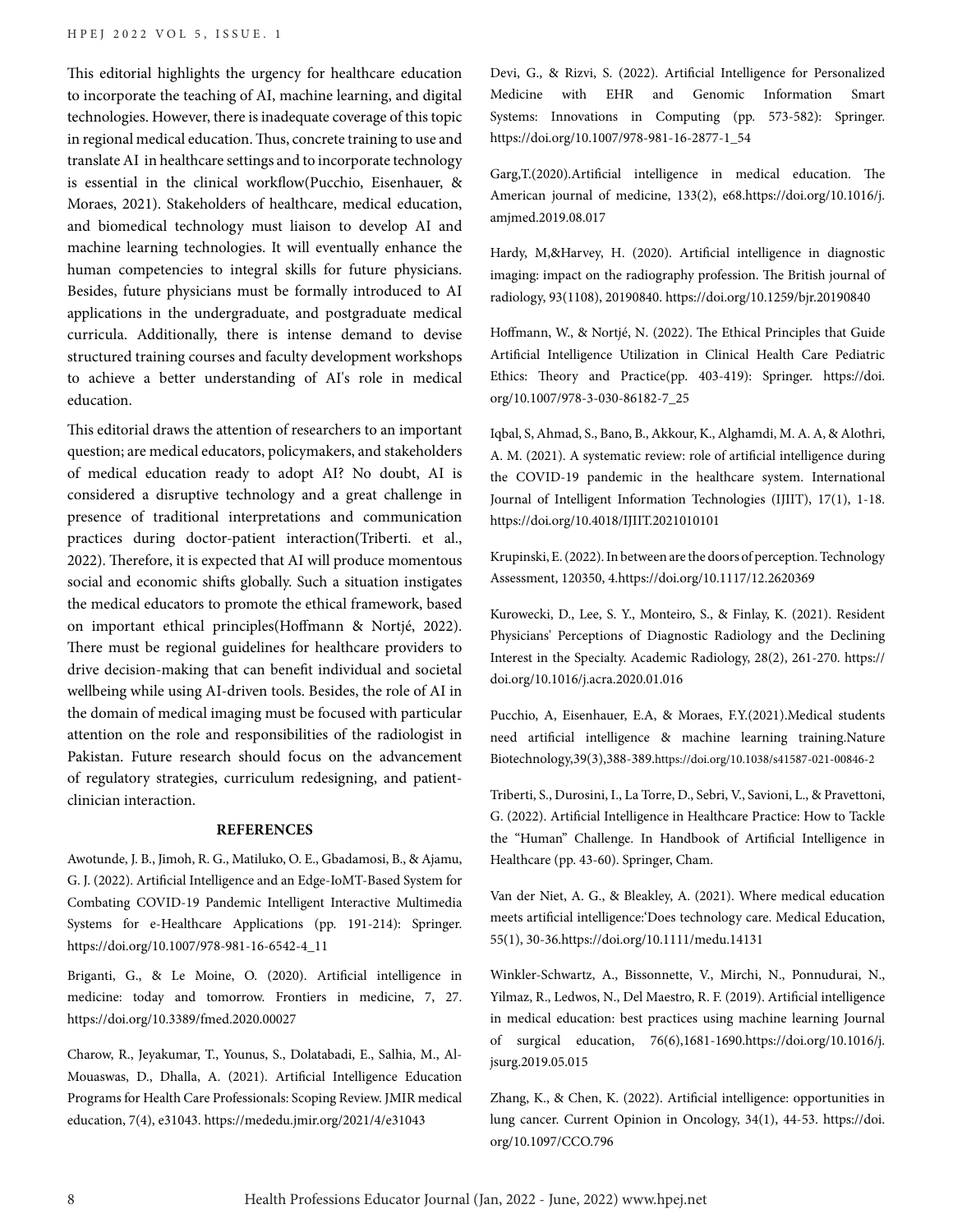This editorial highlights the urgency for healthcare education to incorporate the teaching of AI, machine learning, and digital technologies. However, there is inadequate coverage of this topic in regional medical education. Thus, concrete training to use and translate AI in healthcare settings and to incorporate technology is essential in the clinical workflow(Pucchio, Eisenhauer, & Moraes, 2021). Stakeholders of healthcare, medical education, and biomedical technology must liaison to develop AI and machine learning technologies. It will eventually enhance the human competencies to integral skills for future physicians. Besides, future physicians must be formally introduced to AI applications in the undergraduate, and postgraduate medical curricula. Additionally, there is intense demand to devise structured training courses and faculty development workshops to achieve a better understanding of AI's role in medical education.

This editorial draws the attention of researchers to an important question; are medical educators, policymakers, and stakeholders of medical education ready to adopt AI? No doubt, AI is considered a disruptive technology and a great challenge in presence of traditional interpretations and communication practices during doctor-patient interaction(Triberti. et al., 2022). Therefore, it is expected that AI will produce momentous social and economic shifts globally. Such a situation instigates the medical educators to promote the ethical framework, based on important ethical principles(Hoffmann & Nortjé, 2022). There must be regional guidelines for healthcare providers to drive decision-making that can benefit individual and societal wellbeing while using AI-driven tools. Besides, the role of AI in the domain of medical imaging must be focused with particular attention on the role and responsibilities of the radiologist in Pakistan. Future research should focus on the advancement of regulatory strategies, curriculum redesigning, and patient-clinician interaction.

**REFERENCES**

Awotunde, J. B., Jimoh, R. G., Matiluko, O. E., Gbadamosi, B., & Ajamu, G. J. (2022). Artificial Intelligence and an Edge-IoMT-Based System for Combating COVID-19 Pandemic Intelligent Interactive Multimedia Systems for e-Healthcare Applications (pp. 191-214): Springer. https://doi.org/10.1007/978-981-16-6542-4_11

Briganti, G., & Le Moine, O. (2020). Artificial intelligence in medicine: today and tomorrow. Frontiers in medicine, 7, 27. https://doi.org/10.3389/fmed.2020.00027

Charow, R., Jeyakumar, T., Younus, S., Dolatabadi, E., Salhia, M., Al-Mouaswas, D., Dhalla, A. (2021). Artificial Intelligence Education Programs for Health Care Professionals: Scoping Review. JMIR medical education, 7(4), e31043. https://mededu.jmir.org/2021/4/e31043

Devi, G., & Rizvi, S. (2022). Artificial Intelligence for Personalized Medicine with EHR and Genomic Information Smart Systems: Innovations in Computing (pp. 573-582): Springer. https://doi.org/10.1007/978-981-16-2877-1_54

Garg,T.(2020).Artificial intelligence in medical education. The American journal of medicine, 133(2), e68.https://doi.org/10.1016/j.amjmed.2019.08.017

Hardy, M,&Harvey, H. (2020). Artificial intelligence in diagnostic imaging: impact on the radiography profession. The British journal of radiology, 93(1108), 20190840. https://doi.org/10.1259/bjr.20190840

Hoffmann, W., & Nortjé, N. (2022). The Ethical Principles that Guide Artificial Intelligence Utilization in Clinical Health Care Pediatric Ethics: Theory and Practice(pp. 403-419): Springer. https://doi.org/10.1007/978-3-030-86182-7_25

Iqbal, S, Ahmad, S., Bano, B., Akkour, K., Alghamdi, M. A. A, & Alothri, A. M. (2021). A systematic review: role of artificial intelligence during the COVID-19 pandemic in the healthcare system. International Journal of Intelligent Information Technologies (IJIIT), 17(1), 1-18. https://doi.org/10.4018/IJIIT.2021010101

Krupinski, E. (2022). In between are the doors of perception. Technology Assessment, 120350, 4.https://doi.org/10.1117/12.2620369

Kurowecki, D., Lee, S. Y., Monteiro, S., & Finlay, K. (2021). Resident Physicians' Perceptions of Diagnostic Radiology and the Declining Interest in the Specialty. Academic Radiology, 28(2), 261-270. https://doi.org/10.1016/j.acra.2020.01.016

Pucchio, A, Eisenhauer, E.A, & Moraes, F.Y.(2021).Medical students need artificial intelligence & machine learning training.Nature Biotechnology,39(3),388-389.https://doi.org/10.1038/s41587-021-00846-2

Triberti, S., Durosini, I., La Torre, D., Sebri, V., Savioni, L., & Pravettoni, G. (2022). Artificial Intelligence in Healthcare Practice: How to Tackle the "Human" Challenge. In Handbook of Artificial Intelligence in Healthcare (pp. 43-60). Springer, Cham.

Van der Niet, A. G., & Bleakley, A. (2021). Where medical education meets artificial intelligence:'Does technology care. Medical Education, 55(1), 30-36.https://doi.org/10.1111/medu.14131

Winkler-Schwartz, A., Bissonnette, V., Mirchi, N., Ponnudurai, N., Yilmaz, R., Ledwos, N., Del Maestro, R. F. (2019). Artificial intelligence in medical education: best practices using machine learning Journal of surgical education, 76(6),1681-1690.https://doi.org/10.1016/j.jsurg.2019.05.015

Zhang, K., & Chen, K. (2022). Artificial intelligence: opportunities in lung cancer. Current Opinion in Oncology, 34(1), 44-53. https://doi.org/10.1097/CCO.796